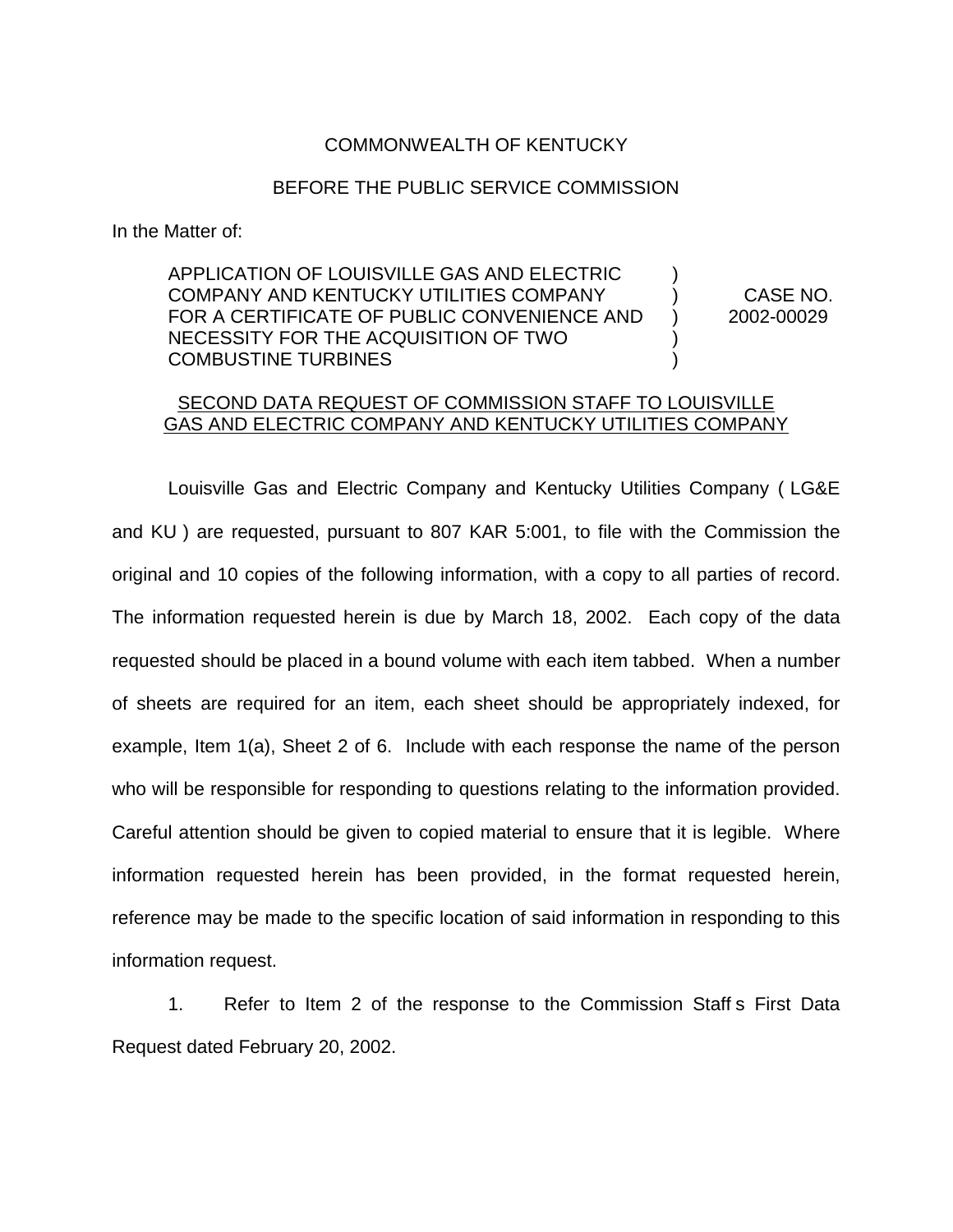COMMONWEALTH OF KENTUCKY

BEFORE THE PUBLIC SERVICE COMMISSION

In the Matter of:

| | | |
|---|---|---|
| APPLICATION OF LOUISVILLE GAS AND ELECTRIC COMPANY AND KENTUCKY UTILITIES COMPANY FOR A CERTIFICATE OF PUBLIC CONVENIENCE AND NECESSITY FOR THE ACQUISITION OF TWO COMBUSTINE TURBINES | ) ) ) ) ) | CASE NO. 2002-00029 |

SECOND DATA REQUEST OF COMMISSION STAFF TO LOUISVILLE GAS AND ELECTRIC COMPANY AND KENTUCKY UTILITIES COMPANY

Louisville Gas and Electric Company and Kentucky Utilities Company ( LG&E and KU ) are requested, pursuant to 807 KAR 5:001, to file with the Commission the original and 10 copies of the following information, with a copy to all parties of record. The information requested herein is due by March 18, 2002. Each copy of the data requested should be placed in a bound volume with each item tabbed. When a number of sheets are required for an item, each sheet should be appropriately indexed, for example, Item 1(a), Sheet 2 of 6. Include with each response the name of the person who will be responsible for responding to questions relating to the information provided. Careful attention should be given to copied material to ensure that it is legible. Where information requested herein has been provided, in the format requested herein, reference may be made to the specific location of said information in responding to this information request.

1. Refer to Item 2 of the response to the Commission Staff s First Data Request dated February 20, 2002.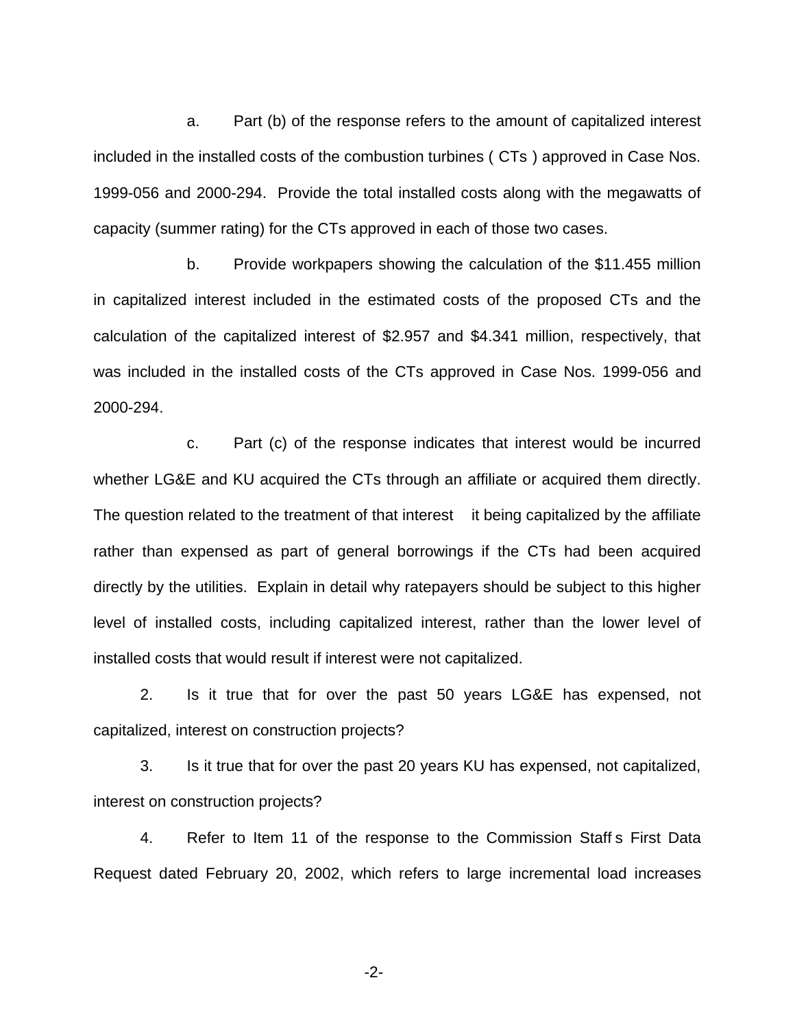a. Part (b) of the response refers to the amount of capitalized interest included in the installed costs of the combustion turbines ( CTs ) approved in Case Nos. 1999-056 and 2000-294. Provide the total installed costs along with the megawatts of capacity (summer rating) for the CTs approved in each of those two cases.

b. Provide workpapers showing the calculation of the $11.455 million in capitalized interest included in the estimated costs of the proposed CTs and the calculation of the capitalized interest of $2.957 and $4.341 million, respectively, that was included in the installed costs of the CTs approved in Case Nos. 1999-056 and 2000-294.

c. Part (c) of the response indicates that interest would be incurred whether LG&E and KU acquired the CTs through an affiliate or acquired them directly. The question related to the treatment of that interest  it being capitalized by the affiliate rather than expensed as part of general borrowings if the CTs had been acquired directly by the utilities. Explain in detail why ratepayers should be subject to this higher level of installed costs, including capitalized interest, rather than the lower level of installed costs that would result if interest were not capitalized.

2. Is it true that for over the past 50 years LG&E has expensed, not capitalized, interest on construction projects?

3. Is it true that for over the past 20 years KU has expensed, not capitalized, interest on construction projects?

4. Refer to Item 11 of the response to the Commission Staff s First Data Request dated February 20, 2002, which refers to large incremental load increases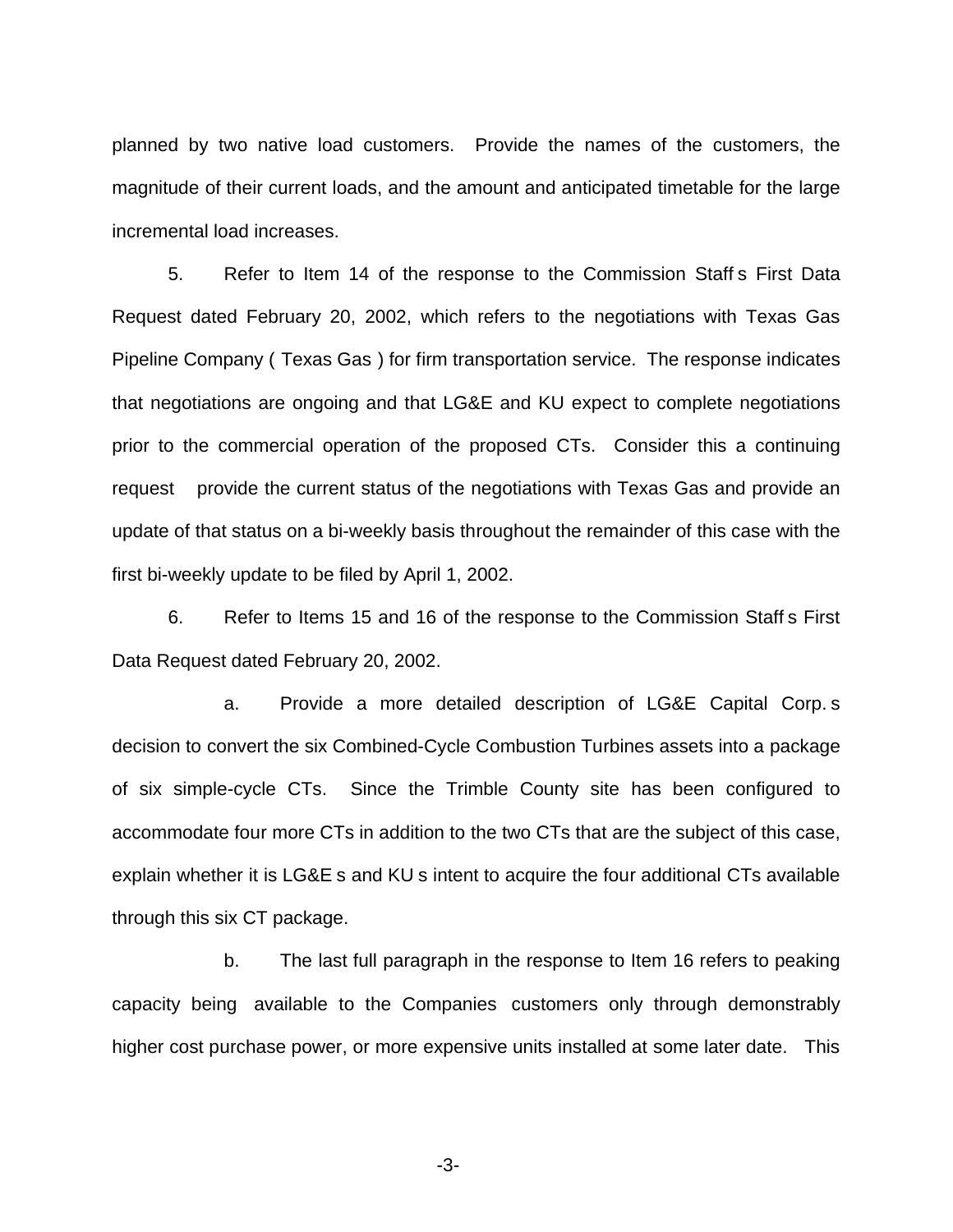planned by two native load customers. Provide the names of the customers, the magnitude of their current loads, and the amount and anticipated timetable for the large incremental load increases.

5. Refer to Item 14 of the response to the Commission Staff s First Data Request dated February 20, 2002, which refers to the negotiations with Texas Gas Pipeline Company ( Texas Gas ) for firm transportation service. The response indicates that negotiations are ongoing and that LG&E and KU expect to complete negotiations prior to the commercial operation of the proposed CTs. Consider this a continuing request provide the current status of the negotiations with Texas Gas and provide an update of that status on a bi-weekly basis throughout the remainder of this case with the first bi-weekly update to be filed by April 1, 2002.

6. Refer to Items 15 and 16 of the response to the Commission Staff s First Data Request dated February 20, 2002.

a. Provide a more detailed description of LG&E Capital Corp. s decision to convert the six Combined-Cycle Combustion Turbines assets into a package of six simple-cycle CTs. Since the Trimble County site has been configured to accommodate four more CTs in addition to the two CTs that are the subject of this case, explain whether it is LG&E s and KU s intent to acquire the four additional CTs available through this six CT package.

b. The last full paragraph in the response to Item 16 refers to peaking capacity being available to the Companies customers only through demonstrably higher cost purchase power, or more expensive units installed at some later date. This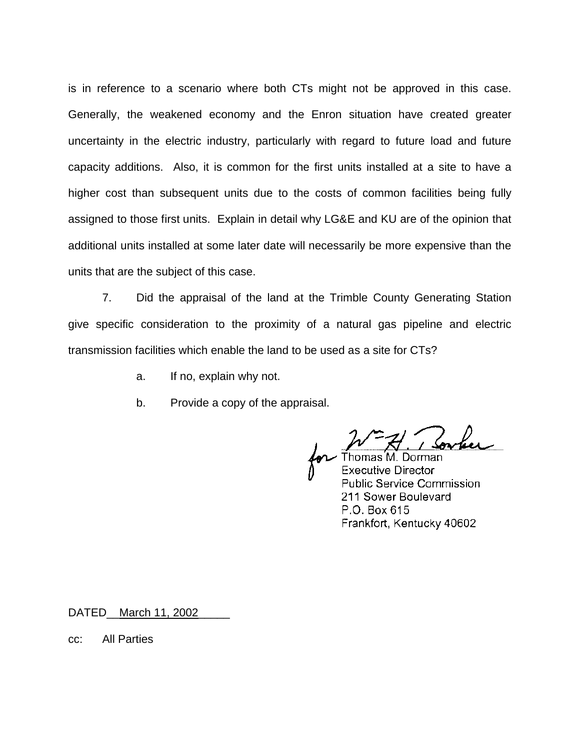is in reference to a scenario where both CTs might not be approved in this case. Generally, the weakened economy and the Enron situation have created greater uncertainty in the electric industry, particularly with regard to future load and future capacity additions. Also, it is common for the first units installed at a site to have a higher cost than subsequent units due to the costs of common facilities being fully assigned to those first units. Explain in detail why LG&E and KU are of the opinion that additional units installed at some later date will necessarily be more expensive than the units that are the subject of this case.

7. Did the appraisal of the land at the Trimble County Generating Station give specific consideration to the proximity of a natural gas pipeline and electric transmission facilities which enable the land to be used as a site for CTs?

a. If no, explain why not.

b. Provide a copy of the appraisal.

for W. H. Bowker
Thomas M. Dorman
Executive Director
Public Service Commission
211 Sower Boulevard
P.O. Box 615
Frankfort, Kentucky 40602

DATED March 11, 2002

cc: All Parties